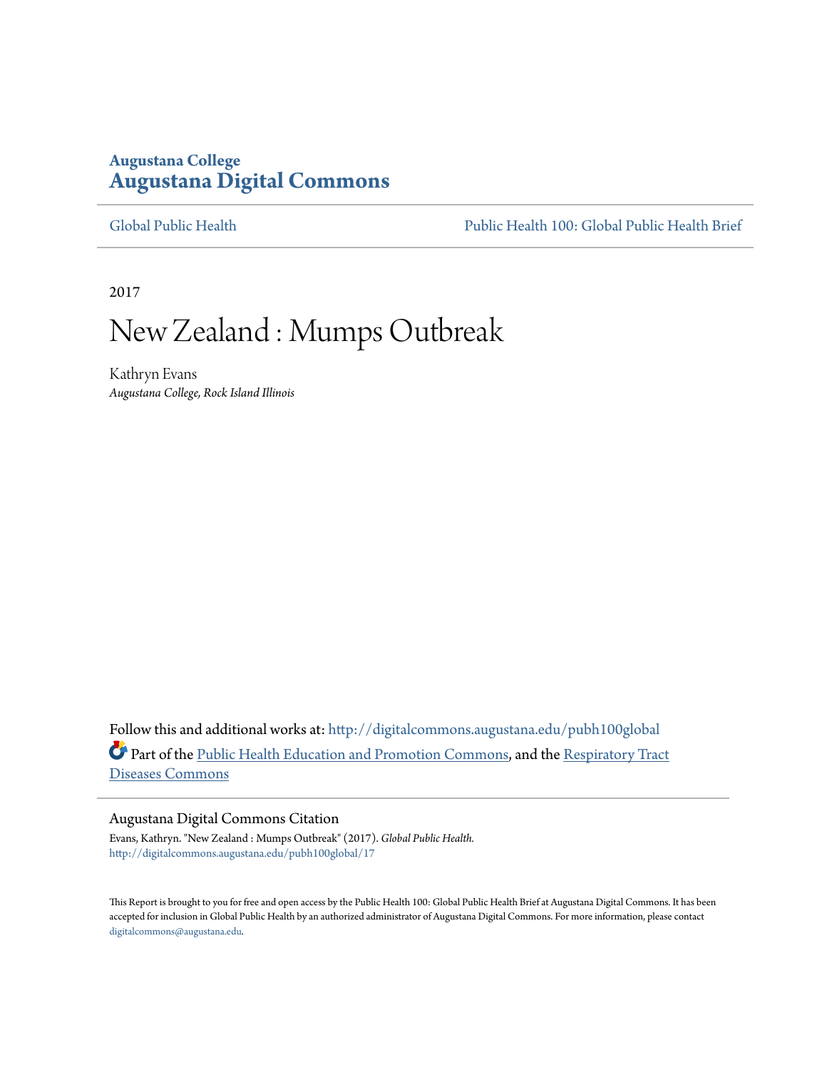**Augustana College**
**Augustana Digital Commons**

Global Public Health | Public Health 100: Global Public Health Brief

2017

# New Zealand : Mumps Outbreak

Kathryn Evans
*Augustana College, Rock Island Illinois*

Follow this and additional works at: http://digitalcommons.augustana.edu/pubh100global

Part of the Public Health Education and Promotion Commons, and the Respiratory Tract Diseases Commons

## Augustana Digital Commons Citation

Evans, Kathryn. "New Zealand : Mumps Outbreak" (2017). *Global Public Health.*
http://digitalcommons.augustana.edu/pubh100global/17

This Report is brought to you for free and open access by the Public Health 100: Global Public Health Brief at Augustana Digital Commons. It has been accepted for inclusion in Global Public Health by an authorized administrator of Augustana Digital Commons. For more information, please contact digitalcommons@augustana.edu.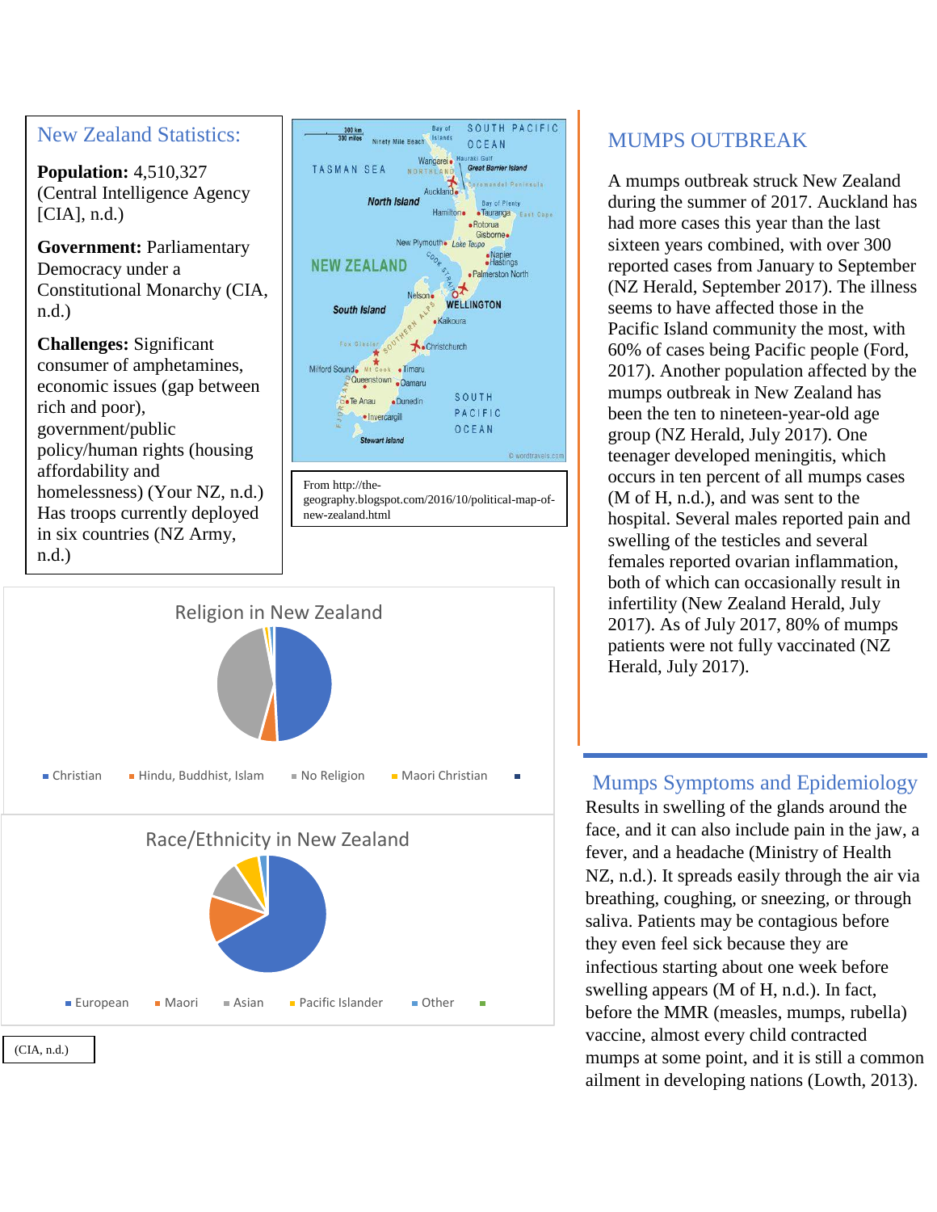## New Zealand Statistics:

**Population:** 4,510,327 (Central Intelligence Agency [CIA], n.d.)

**Government:** Parliamentary Democracy under a Constitutional Monarchy (CIA, n.d.)

**Challenges:** Significant consumer of amphetamines, economic issues (gap between rich and poor), government/public policy/human rights (housing affordability and homelessness) (Your NZ, n.d.) Has troops currently deployed in six countries (NZ Army, n.d.)

From http://the-geography.blogspot.com/2016/10/political-map-of-new-zealand.html

Religion in New Zealand

Christian, Hindu, Buddhist, Islam, No Religion, Maori Christian

Race/Ethnicity in New Zealand

European, Maori, Asian, Pacific Islander, Other

(CIA, n.d.)

## MUMPS OUTBREAK

A mumps outbreak struck New Zealand during the summer of 2017. Auckland has had more cases this year than the last sixteen years combined, with over 300 reported cases from January to September (NZ Herald, September 2017). The illness seems to have affected those in the Pacific Island community the most, with 60% of cases being Pacific people (Ford, 2017). Another population affected by the mumps outbreak in New Zealand has been the ten to nineteen-year-old age group (NZ Herald, July 2017). One teenager developed meningitis, which occurs in ten percent of all mumps cases (M of H, n.d.), and was sent to the hospital. Several males reported pain and swelling of the testicles and several females reported ovarian inflammation, both of which can occasionally result in infertility (New Zealand Herald, July 2017). As of July 2017, 80% of mumps patients were not fully vaccinated (NZ Herald, July 2017).

## Mumps Symptoms and Epidemiology

Results in swelling of the glands around the face, and it can also include pain in the jaw, a fever, and a headache (Ministry of Health NZ, n.d.). It spreads easily through the air via breathing, coughing, or sneezing, or through saliva. Patients may be contagious before they even feel sick because they are infectious starting about one week before swelling appears (M of H, n.d.). In fact, before the MMR (measles, mumps, rubella) vaccine, almost every child contracted mumps at some point, and it is still a common ailment in developing nations (Lowth, 2013).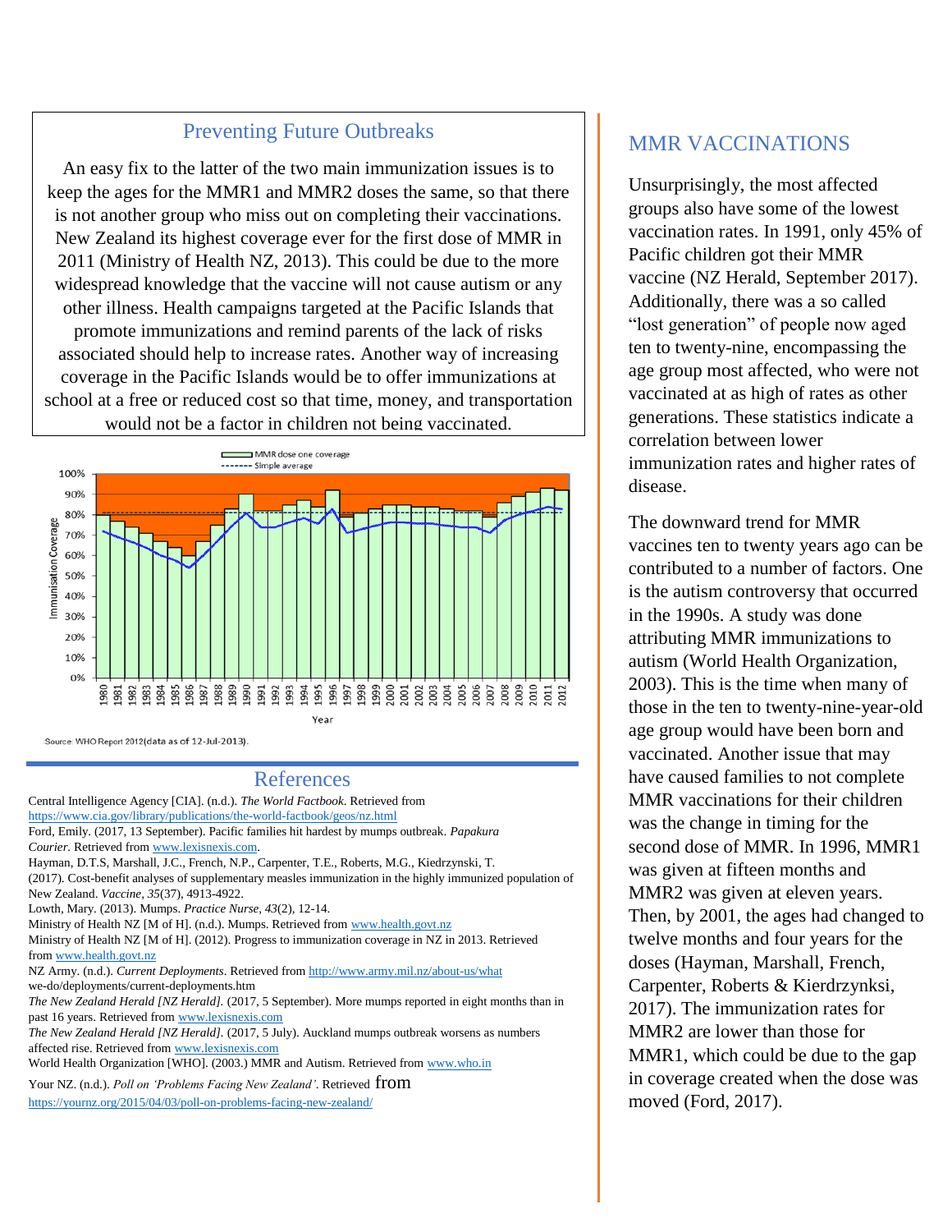## Preventing Future Outbreaks

An easy fix to the latter of the two main immunization issues is to keep the ages for the MMR1 and MMR2 doses the same, so that there is not another group who miss out on completing their vaccinations. New Zealand its highest coverage ever for the first dose of MMR in 2011 (Ministry of Health NZ, 2013). This could be due to the more widespread knowledge that the vaccine will not cause autism or any other illness. Health campaigns targeted at the Pacific Islands that promote immunizations and remind parents of the lack of risks associated should help to increase rates. Another way of increasing coverage in the Pacific Islands would be to offer immunizations at school at a free or reduced cost so that time, money, and transportation would not be a factor in children not being vaccinated.

MMR dose one coverage
Simple average

100%
90%
80%
70%
60%
50%
40%
30%
20%
10%
0%

Immunisation Coverage

1980 1981 1982 1983 1984 1985 1986 1987 1988 1989 1990 1991 1992 1993 1994 1995 1996 1997 1998 1999 2000 2001 2002 2003 2004 2005 2006 2007 2008 2009 2010 2011 2012

Year

Source: WHO Report 2012(data as of 12-Jul-2013).

## MMR VACCINATIONS

Unsurprisingly, the most affected groups also have some of the lowest vaccination rates. In 1991, only 45% of Pacific children got their MMR vaccine (NZ Herald, September 2017). Additionally, there was a so called "lost generation" of people now aged ten to twenty-nine, encompassing the age group most affected, who were not vaccinated at as high of rates as other generations. These statistics indicate a correlation between lower immunization rates and higher rates of disease.

The downward trend for MMR vaccines ten to twenty years ago can be contributed to a number of factors. One is the autism controversy that occurred in the 1990s. A study was done attributing MMR immunizations to autism (World Health Organization, 2003). This is the time when many of those in the ten to twenty-nine-year-old age group would have been born and vaccinated. Another issue that may have caused families to not complete MMR vaccinations for their children was the change in timing for the second dose of MMR. In 1996, MMR1 was given at fifteen months and MMR2 was given at eleven years. Then, by 2001, the ages had changed to twelve months and four years for the doses (Hayman, Marshall, French, Carpenter, Roberts & Kierdrzynksi, 2017). The immunization rates for MMR2 are lower than those for MMR1, which could be due to the gap in coverage created when the dose was moved (Ford, 2017).

## References

Central Intelligence Agency [CIA]. (n.d.). *The World Factbook*. Retrieved from https://www.cia.gov/library/publications/the-world-factbook/geos/nz.html

Ford, Emily. (2017, 13 September). Pacific families hit hardest by mumps outbreak. *Papakura Courier.* Retrieved from www.lexisnexis.com.

Hayman, D.T.S, Marshall, J.C., French, N.P., Carpenter, T.E., Roberts, M.G., Kiedrzynski, T. (2017). Cost-benefit analyses of supplementary measles immunization in the highly immunized population of New Zealand. *Vaccine, 35*(37), 4913-4922.

Lowth, Mary. (2013). Mumps. *Practice Nurse, 43*(2), 12-14.

Ministry of Health NZ [M of H]. (n.d.). Mumps. Retrieved from www.health.govt.nz

Ministry of Health NZ [M of H]. (2012). Progress to immunization coverage in NZ in 2013. Retrieved from www.health.govt.nz

NZ Army. (n.d.). *Current Deployments*. Retrieved from http://www.army.mil.nz/about-us/what we-do/deployments/current-deployments.htm

*The New Zealand Herald [NZ Herald].* (2017, 5 September). More mumps reported in eight months than in past 16 years. Retrieved from www.lexisnexis.com

*The New Zealand Herald [NZ Herald]*. (2017, 5 July). Auckland mumps outbreak worsens as numbers affected rise. Retrieved from www.lexisnexis.com

World Health Organization [WHO]. (2003.) MMR and Autism. Retrieved from www.who.in

Your NZ. (n.d.). *Poll on 'Problems Facing New Zealand'*. Retrieved from https://yournz.org/2015/04/03/poll-on-problems-facing-new-zealand/